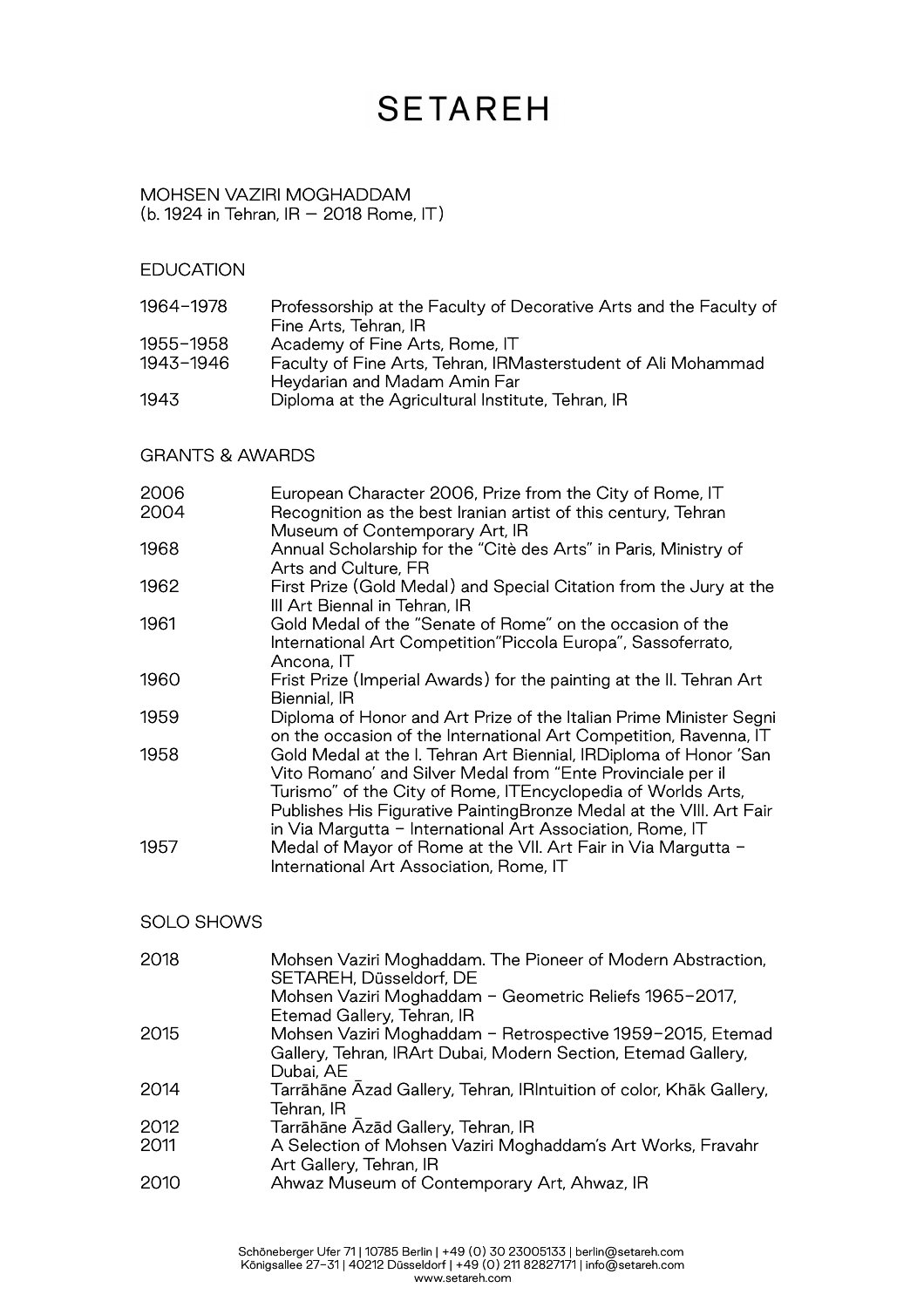# SETAREH

MOHSEN VAZIRI MOGHADDAM
(b. 1924 in Tehran, IR — 2018 Rome, IT)

## EDUCATION

| | |
|---|---|
| 1964–1978 | Professorship at the Faculty of Decorative Arts and the Faculty of Fine Arts, Tehran, IR |
| 1955–1958 | Academy of Fine Arts, Rome, IT |
| 1943–1946 | Faculty of Fine Arts, Tehran, IRMasterstudent of Ali Mohammad Heydarian and Madam Amin Far |
| 1943 | Diploma at the Agricultural Institute, Tehran, IR |

## GRANTS & AWARDS

| | |
|---|---|
| 2006 | European Character 2006, Prize from the City of Rome, IT |
| 2004 | Recognition as the best Iranian artist of this century, Tehran Museum of Contemporary Art, IR |
| 1968 | Annual Scholarship for the "Citè des Arts" in Paris, Ministry of Arts and Culture, FR |
| 1962 | First Prize (Gold Medal) and Special Citation from the Jury at the III Art Biennal in Tehran, IR |
| 1961 | Gold Medal of the "Senate of Rome" on the occasion of the International Art Competition"Piccola Europa", Sassoferrato, Ancona, IT |
| 1960 | Frist Prize (Imperial Awards) for the painting at the II. Tehran Art Biennial, IR |
| 1959 | Diploma of Honor and Art Prize of the Italian Prime Minister Segni on the occasion of the International Art Competition, Ravenna, IT |
| 1958 | Gold Medal at the I. Tehran Art Biennial, IRDiploma of Honor 'San Vito Romano' and Silver Medal from "Ente Provinciale per il Turismo" of the City of Rome, ITEncyclopedia of Worlds Arts, Publishes His Figurative PaintingBronze Medal at the VIII. Art Fair in Via Margutta – International Art Association, Rome, IT |
| 1957 | Medal of Mayor of Rome at the VII. Art Fair in Via Margutta – International Art Association, Rome, IT |

## SOLO SHOWS

| | |
|---|---|
| 2018 | Mohsen Vaziri Moghaddam. The Pioneer of Modern Abstraction, SETAREH, Düsseldorf, DE |
| | Mohsen Vaziri Moghaddam – Geometric Reliefs 1965–2017, Etemad Gallery, Tehran, IR |
| 2015 | Mohsen Vaziri Moghaddam – Retrospective 1959–2015, Etemad Gallery, Tehran, IRArt Dubai, Modern Section, Etemad Gallery, Dubai, AE |
| 2014 | Tarrāhāne Āzad Gallery, Tehran, IRIntuition of color, Khāk Gallery, Tehran, IR |
| 2012 | Tarrāhāne Āzād Gallery, Tehran, IR |
| 2011 | A Selection of Mohsen Vaziri Moghaddam's Art Works, Fravahr Art Gallery, Tehran, IR |
| 2010 | Ahwaz Museum of Contemporary Art, Ahwaz, IR |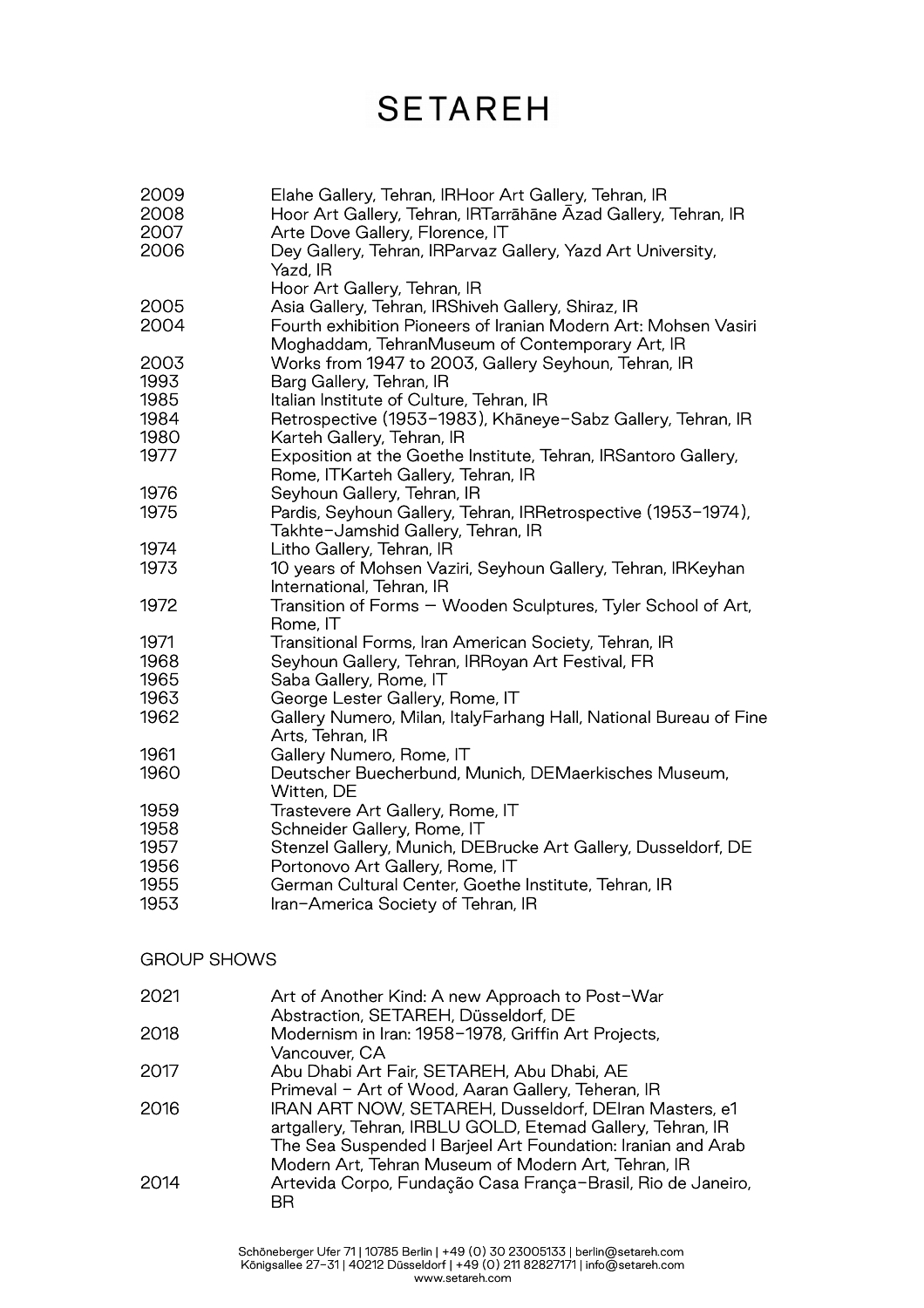| | |
|---|---|
| 2009 | Elahe Gallery, Tehran, IRHoor Art Gallery, Tehran, IR |
| 2008 | Hoor Art Gallery, Tehran, IRTarrāhāne Āzad Gallery, Tehran, IR |
| 2007 | Arte Dove Gallery, Florence, IT |
| 2006 | Dey Gallery, Tehran, IRParvaz Gallery, Yazd Art University, Yazd, IR<br>Hoor Art Gallery, Tehran, IR |
| 2005 | Asia Gallery, Tehran, IRShiveh Gallery, Shiraz, IR |
| 2004 | Fourth exhibition Pioneers of Iranian Modern Art: Mohsen Vasiri Moghaddam, TehranMuseum of Contemporary Art, IR |
| 2003 | Works from 1947 to 2003, Gallery Seyhoun, Tehran, IR |
| 1993 | Barg Gallery, Tehran, IR |
| 1985 | Italian Institute of Culture, Tehran, IR |
| 1984 | Retrospective (1953–1983), Khāneye-Sabz Gallery, Tehran, IR |
| 1980 | Karteh Gallery, Tehran, IR |
| 1977 | Exposition at the Goethe Institute, Tehran, IRSantoro Gallery, Rome, ITKarteh Gallery, Tehran, IR |
| 1976 | Seyhoun Gallery, Tehran, IR |
| 1975 | Pardis, Seyhoun Gallery, Tehran, IRRetrospective (1953–1974), Takhte-Jamshid Gallery, Tehran, IR |
| 1974 | Litho Gallery, Tehran, IR |
| 1973 | 10 years of Mohsen Vaziri, Seyhoun Gallery, Tehran, IRKeyhan International, Tehran, IR |
| 1972 | Transition of Forms — Wooden Sculptures, Tyler School of Art, Rome, IT |
| 1971 | Transitional Forms, Iran American Society, Tehran, IR |
| 1968 | Seyhoun Gallery, Tehran, IRRoyan Art Festival, FR |
| 1965 | Saba Gallery, Rome, IT |
| 1963 | George Lester Gallery, Rome, IT |
| 1962 | Gallery Numero, Milan, ItalyFarhang Hall, National Bureau of Fine Arts, Tehran, IR |
| 1961 | Gallery Numero, Rome, IT |
| 1960 | Deutscher Buecherbund, Munich, DEMaerkisches Museum, Witten, DE |
| 1959 | Trastevere Art Gallery, Rome, IT |
| 1958 | Schneider Gallery, Rome, IT |
| 1957 | Stenzel Gallery, Munich, DEBrucke Art Gallery, Dusseldorf, DE |
| 1956 | Portonovo Art Gallery, Rome, IT |
| 1955 | German Cultural Center, Goethe Institute, Tehran, IR |
| 1953 | Iran-America Society of Tehran, IR |

## GROUP SHOWS

| | |
|---|---|
| 2021 | Art of Another Kind: A new Approach to Post-War Abstraction, SETAREH, Düsseldorf, DE |
| 2018 | Modernism in Iran: 1958–1978, Griffin Art Projects, Vancouver, CA |
| 2017 | Abu Dhabi Art Fair, SETAREH, Abu Dhabi, AE<br>Primeval – Art of Wood, Aaran Gallery, Teheran, IR |
| 2016 | IRAN ART NOW, SETAREH, Dusseldorf, DEIran Masters, e1 artgallery, Tehran, IRBLU GOLD, Etemad Gallery, Tehran, IR<br>The Sea Suspended I Barjeel Art Foundation: Iranian and Arab Modern Art, Tehran Museum of Modern Art, Tehran, IR |
| 2014 | Artevida Corpo, Fundação Casa França-Brasil, Rio de Janeiro, BR |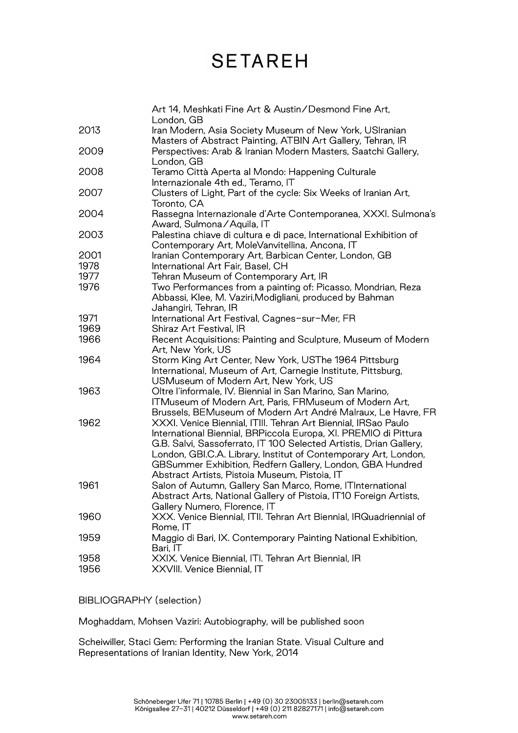| | |
|---|---|
| | Art 14, Meshkati Fine Art & Austin/Desmond Fine Art, London, GB |
| 2013 | Iran Modern, Asia Society Museum of New York, USIranian Masters of Abstract Painting, ATBIN Art Gallery, Tehran, IR |
| 2009 | Perspectives: Arab & Iranian Modern Masters, Saatchi Gallery, London, GB |
| 2008 | Teramo Città Aperta al Mondo: Happening Culturale Internazionale 4th ed., Teramo, IT |
| 2007 | Clusters of Light, Part of the cycle: Six Weeks of Iranian Art, Toronto, CA |
| 2004 | Rassegna Internazionale d'Arte Contemporanea, XXXI. Sulmona's Award, Sulmona/Aquila, IT |
| 2003 | Palestina chiave di cultura e di pace, International Exhibition of Contemporary Art, MoleVanvitellina, Ancona, IT |
| 2001 | Iranian Contemporary Art, Barbican Center, London, GB |
| 1978 | International Art Fair, Basel, CH |
| 1977 | Tehran Museum of Contemporary Art, IR |
| 1976 | Two Performances from a painting of: Picasso, Mondrian, Reza Abbassi, Klee, M. Vaziri,Modigliani, produced by Bahman Jahangiri, Tehran, IR |
| 1971 | International Art Festival, Cagnes-sur-Mer, FR |
| 1969 | Shiraz Art Festival, IR |
| 1966 | Recent Acquisitions: Painting and Sculpture, Museum of Modern Art, New York, US |
| 1964 | Storm King Art Center, New York, USThe 1964 Pittsburg International, Museum of Art, Carnegie Institute, Pittsburg, USMuseum of Modern Art, New York, US |
| 1963 | Oltre l'informale, IV. Biennial in San Marino, San Marino, ITMuseum of Modern Art, Paris, FRMuseum of Modern Art, Brussels, BEMuseum of Modern Art André Malraux, Le Havre, FR |
| 1962 | XXXI. Venice Biennial, ITIII. Tehran Art Biennial, IRSao Paulo International Biennial, BRPiccola Europa, XI. PREMIO di Pittura G.B. Salvi, Sassoferrato, IT 100 Selected Artistis, Drian Gallery, London, GBI.C.A. Library, Institut of Contemporary Art, London, GBSummer Exhibition, Redfern Gallery, London, GBA Hundred Abstract Artists, Pistoia Museum, Pistoia, IT |
| 1961 | Salon of Autumn, Gallery San Marco, Rome, ITInternational Abstract Arts, National Gallery of Pistoia, IT10 Foreign Artists, Gallery Numero, Florence, IT |
| 1960 | XXX. Venice Biennial, ITII. Tehran Art Biennial, IRQuadriennial of Rome, IT |
| 1959 | Maggio di Bari, IX. Contemporary Painting National Exhibition, Bari, IT |
| 1958 | XXIX. Venice Biennial, ITI. Tehran Art Biennial, IR |
| 1956 | XXVIII. Venice Biennial, IT |

BIBLIOGRAPHY (selection)

Moghaddam, Mohsen Vaziri: Autobiography, will be published soon

Scheiwiller, Staci Gem: Performing the Iranian State. Visual Culture and Representations of Iranian Identity, New York, 2014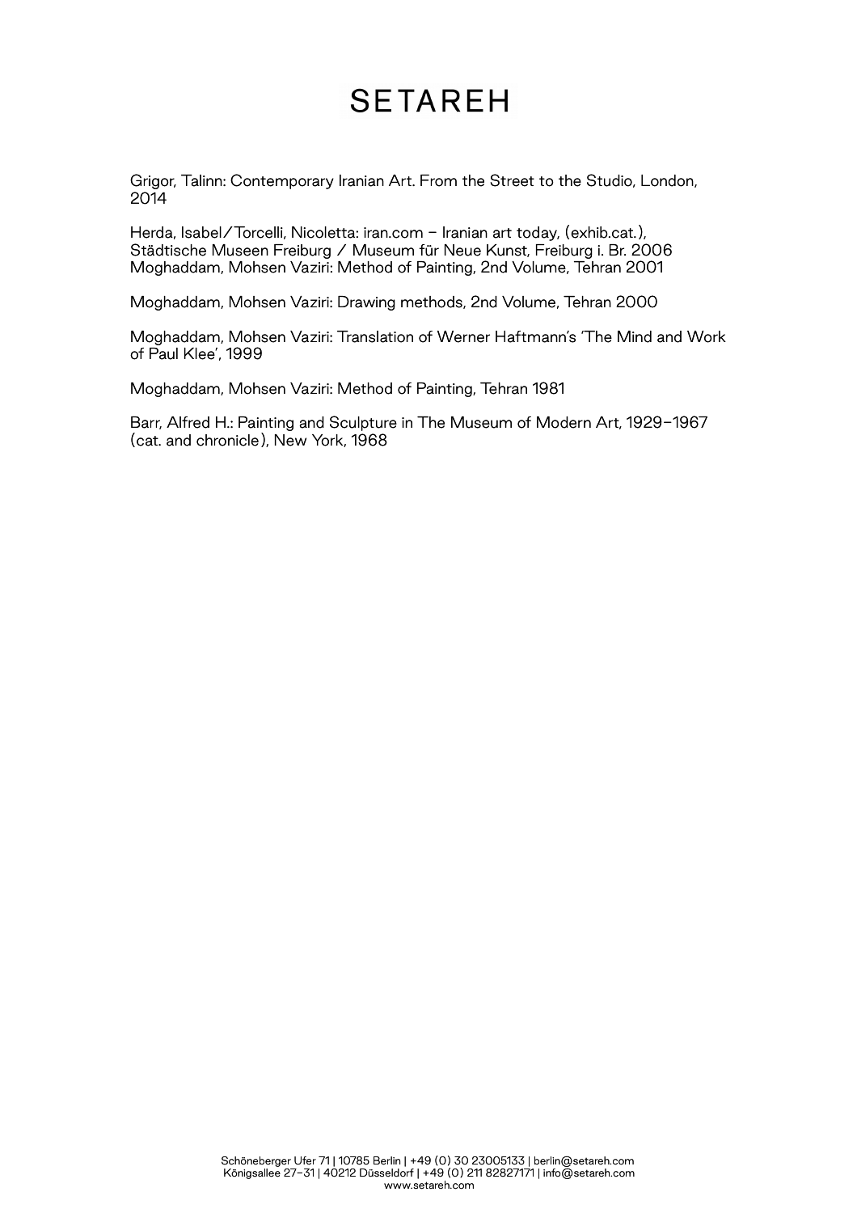Grigor, Talinn: Contemporary Iranian Art. From the Street to the Studio, London, 2014

Herda, Isabel/Torcelli, Nicoletta: iran.com – Iranian art today, (exhib.cat.), Städtische Museen Freiburg / Museum für Neue Kunst, Freiburg i. Br. 2006
Moghaddam, Mohsen Vaziri: Method of Painting, 2nd Volume, Tehran 2001

Moghaddam, Mohsen Vaziri: Drawing methods, 2nd Volume, Tehran 2000

Moghaddam, Mohsen Vaziri: Translation of Werner Haftmann's 'The Mind and Work of Paul Klee', 1999

Moghaddam, Mohsen Vaziri: Method of Painting, Tehran 1981

Barr, Alfred H.: Painting and Sculpture in The Museum of Modern Art, 1929–1967 (cat. and chronicle), New York, 1968